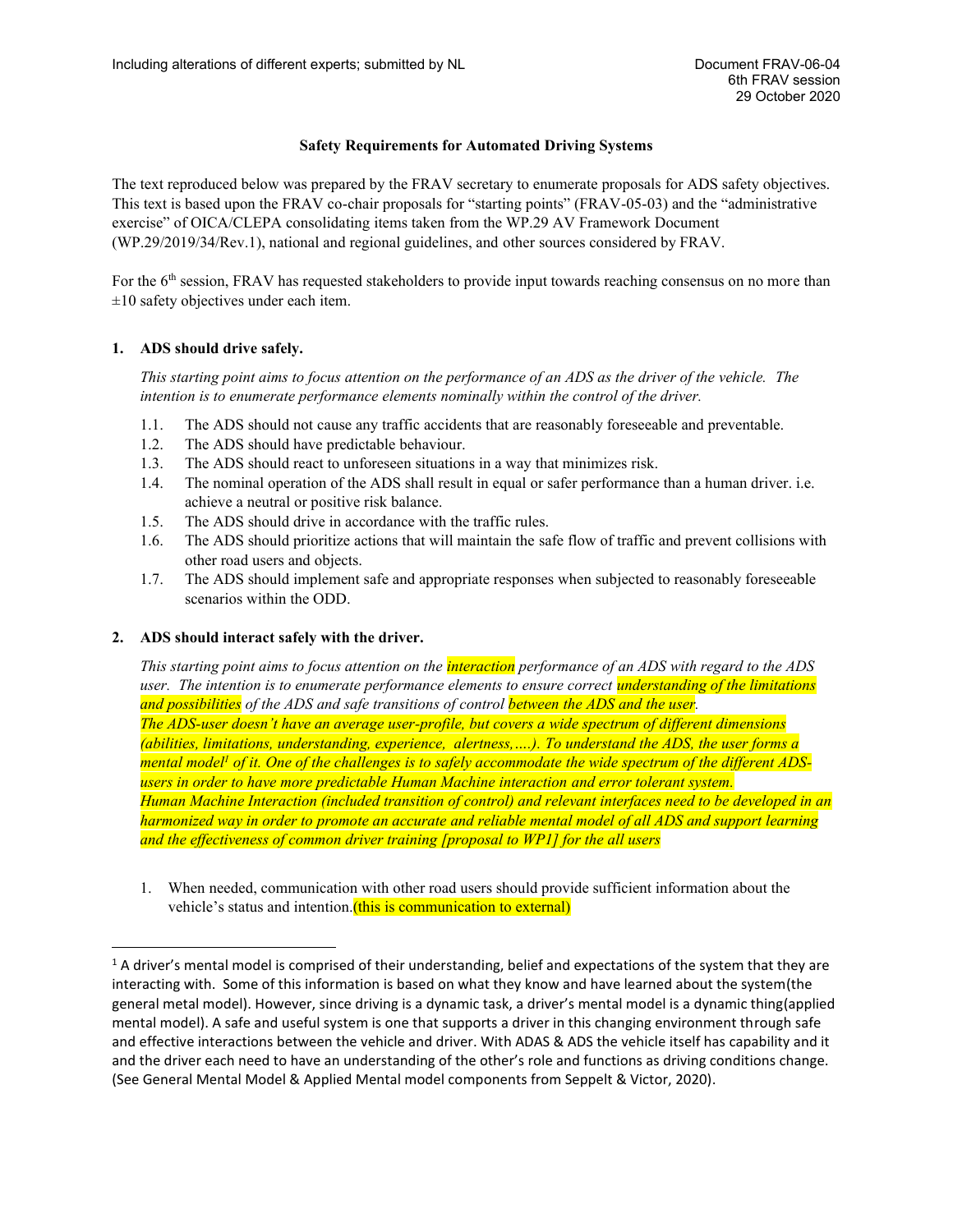Including alterations of different experts; submitted by NL

Document FRAV-06-04
6th FRAV session
29 October 2020

**Safety Requirements for Automated Driving Systems**

The text reproduced below was prepared by the FRAV secretary to enumerate proposals for ADS safety objectives. This text is based upon the FRAV co-chair proposals for "starting points" (FRAV-05-03) and the "administrative exercise" of OICA/CLEPA consolidating items taken from the WP.29 AV Framework Document (WP.29/2019/34/Rev.1), national and regional guidelines, and other sources considered by FRAV.

For the 6th session, FRAV has requested stakeholders to provide input towards reaching consensus on no more than ±10 safety objectives under each item.

## 1. ADS should drive safely.

*This starting point aims to focus attention on the performance of an ADS as the driver of the vehicle. The intention is to enumerate performance elements nominally within the control of the driver.*

1.1. The ADS should not cause any traffic accidents that are reasonably foreseeable and preventable.
1.2. The ADS should have predictable behaviour.
1.3. The ADS should react to unforeseen situations in a way that minimizes risk.
1.4. The nominal operation of the ADS shall result in equal or safer performance than a human driver. i.e. achieve a neutral or positive risk balance.
1.5. The ADS should drive in accordance with the traffic rules.
1.6. The ADS should prioritize actions that will maintain the safe flow of traffic and prevent collisions with other road users and objects.
1.7. The ADS should implement safe and appropriate responses when subjected to reasonably foreseeable scenarios within the ODD.

## 2. ADS should interact safely with the driver.

*This starting point aims to focus attention on the interaction performance of an ADS with regard to the ADS user. The intention is to enumerate performance elements to ensure correct understanding of the limitations and possibilities of the ADS and safe transitions of control between the ADS and the user.*
*The ADS-user doesn't have an average user-profile, but covers a wide spectrum of different dimensions (abilities, limitations, understanding, experience, alertness,….). To understand the ADS, the user forms a mental model[1] of it. One of the challenges is to safely accommodate the wide spectrum of the different ADS-users in order to have more predictable Human Machine interaction and error tolerant system.*
*Human Machine Interaction (included transition of control) and relevant interfaces need to be developed in an harmonized way in order to promote an accurate and reliable mental model of all ADS and support learning and the effectiveness of common driver training [proposal to WP1] for the all users*

1. When needed, communication with other road users should provide sufficient information about the vehicle's status and intention.(this is communication to external)

[1] A driver's mental model is comprised of their understanding, belief and expectations of the system that they are interacting with. Some of this information is based on what they know and have learned about the system(the general metal model). However, since driving is a dynamic task, a driver's mental model is a dynamic thing(applied mental model). A safe and useful system is one that supports a driver in this changing environment through safe and effective interactions between the vehicle and driver. With ADAS & ADS the vehicle itself has capability and it and the driver each need to have an understanding of the other's role and functions as driving conditions change. (See General Mental Model & Applied Mental model components from Seppelt & Victor, 2020).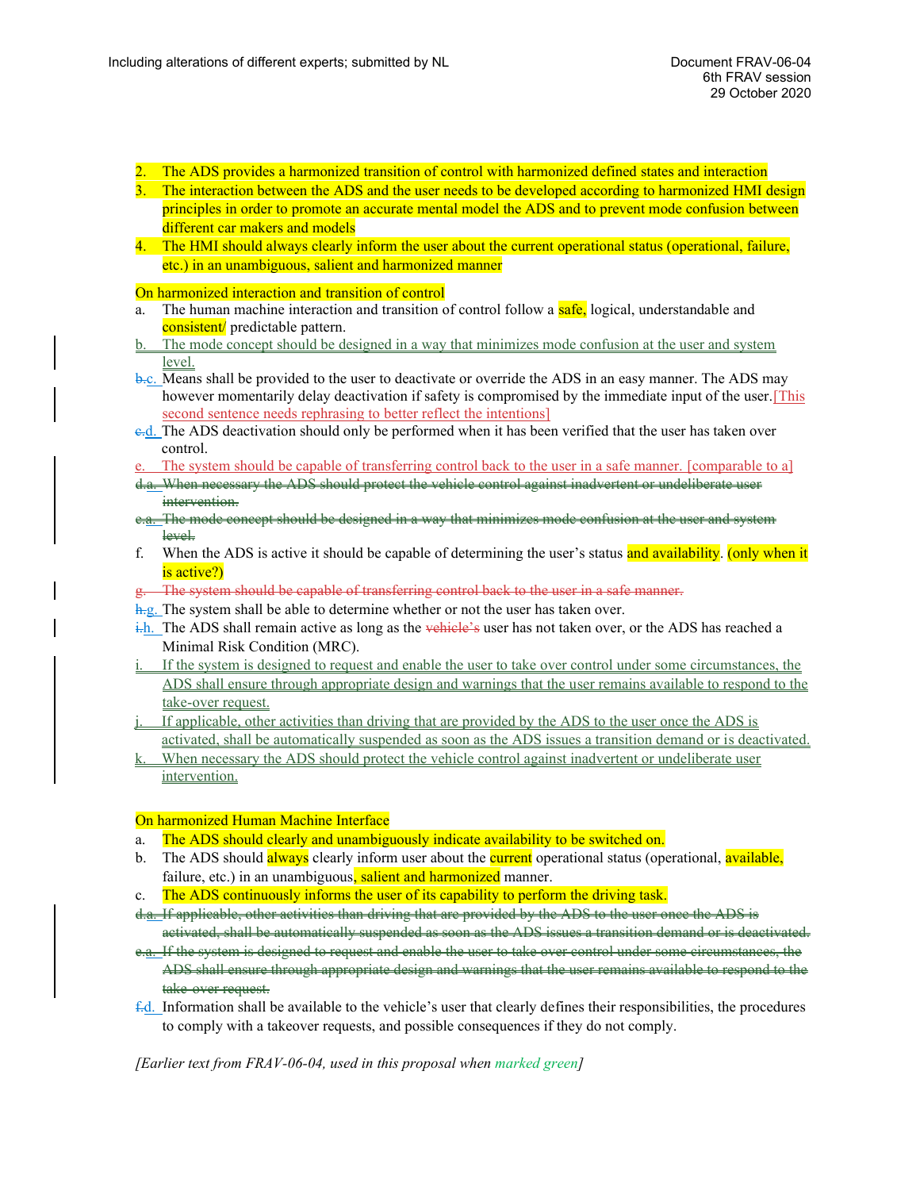2. The ADS provides a harmonized transition of control with harmonized defined states and interaction
3. The interaction between the ADS and the user needs to be developed according to harmonized HMI design principles in order to promote an accurate mental model the ADS and to prevent mode confusion between different car makers and models
4. The HMI should always clearly inform the user about the current operational status (operational, failure, etc.) in an unambiguous, salient and harmonized manner

On harmonized interaction and transition of control

a. The human machine interaction and transition of control follow a safe, logical, understandable and consistent/ predictable pattern.

b. The mode concept should be designed in a way that minimizes mode confusion at the user and system level.

~~b.~~c. Means shall be provided to the user to deactivate or override the ADS in an easy manner. The ADS may however momentarily delay deactivation if safety is compromised by the immediate input of the user. [This second sentence needs rephrasing to better reflect the intentions]

~~c.~~d. The ADS deactivation should only be performed when it has been verified that the user has taken over control.

e. The system should be capable of transferring control back to the user in a safe manner. [comparable to a]

~~d.a. When necessary the ADS should protect the vehicle control against inadvertent or undeliberate user intervention.~~

~~e.a. The mode concept should be designed in a way that minimizes mode confusion at the user and system level.~~

f. When the ADS is active it should be capable of determining the user's status and availability. (only when it is active?)

~~g. The system should be capable of transferring control back to the user in a safe manner.~~

~~h.~~g. The system shall be able to determine whether or not the user has taken over.

~~i.~~h. The ADS shall remain active as long as the ~~vehicle's~~ user has not taken over, or the ADS has reached a Minimal Risk Condition (MRC).

i. If the system is designed to request and enable the user to take over control under some circumstances, the ADS shall ensure through appropriate design and warnings that the user remains available to respond to the take-over request.

j. If applicable, other activities than driving that are provided by the ADS to the user once the ADS is activated, shall be automatically suspended as soon as the ADS issues a transition demand or is deactivated.

k. When necessary the ADS should protect the vehicle control against inadvertent or undeliberate user intervention.

On harmonized Human Machine Interface

a. The ADS should clearly and unambiguously indicate availability to be switched on.

b. The ADS should always clearly inform user about the current operational status (operational, available, failure, etc.) in an unambiguous, salient and harmonized manner.

c. The ADS continuously informs the user of its capability to perform the driving task.

~~d.a. If applicable, other activities than driving that are provided by the ADS to the user once the ADS is activated, shall be automatically suspended as soon as the ADS issues a transition demand or is deactivated.~~

~~e.a. If the system is designed to request and enable the user to take over control under some circumstances, the ADS shall ensure through appropriate design and warnings that the user remains available to respond to the take-over request.~~

~~f.~~d. Information shall be available to the vehicle's user that clearly defines their responsibilities, the procedures to comply with a takeover requests, and possible consequences if they do not comply.

*[Earlier text from FRAV-06-04, used in this proposal when marked green]*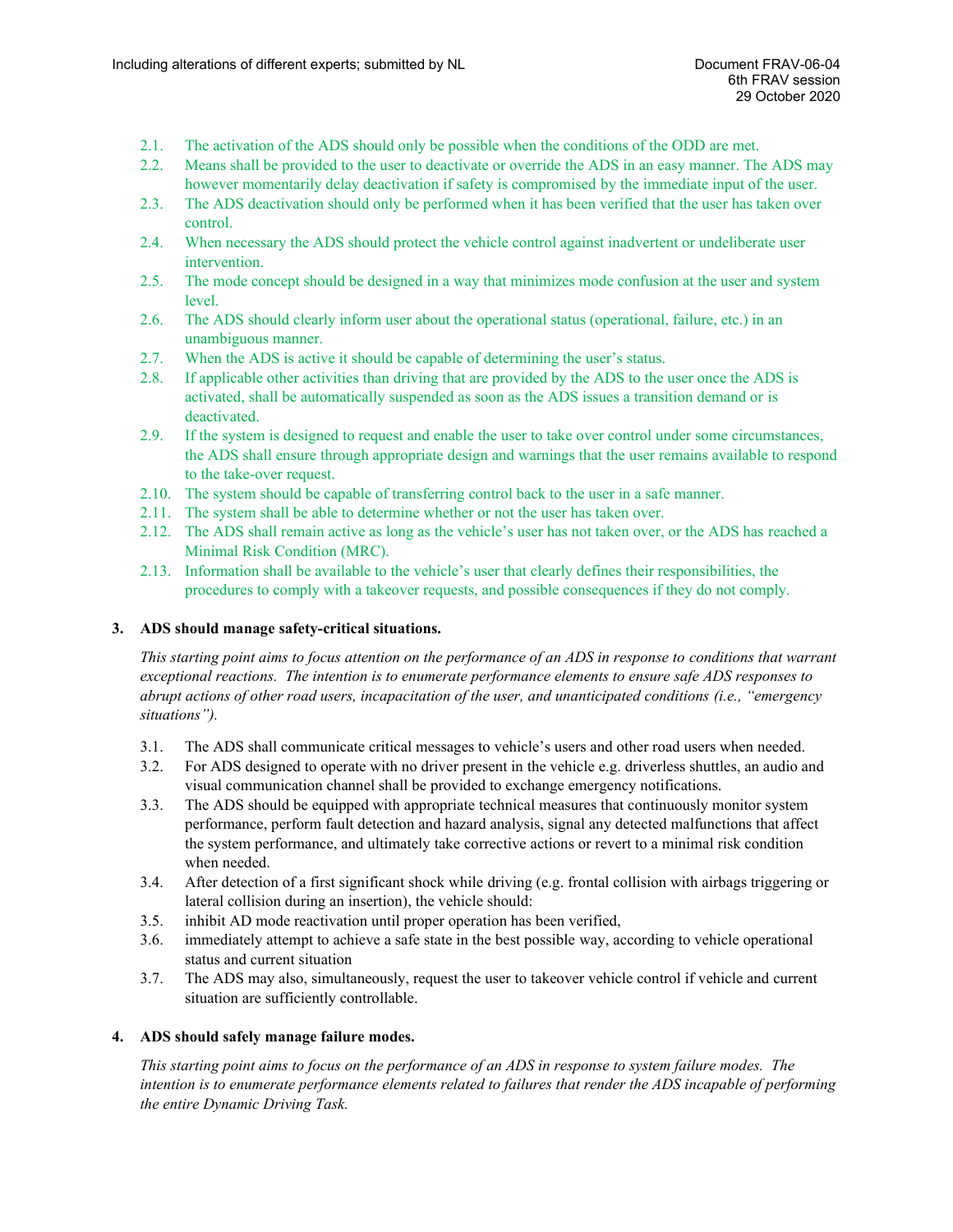2.1. The activation of the ADS should only be possible when the conditions of the ODD are met.

2.2. Means shall be provided to the user to deactivate or override the ADS in an easy manner. The ADS may however momentarily delay deactivation if safety is compromised by the immediate input of the user.

2.3. The ADS deactivation should only be performed when it has been verified that the user has taken over control.

2.4. When necessary the ADS should protect the vehicle control against inadvertent or undeliberate user intervention.

2.5. The mode concept should be designed in a way that minimizes mode confusion at the user and system level.

2.6. The ADS should clearly inform user about the operational status (operational, failure, etc.) in an unambiguous manner.

2.7. When the ADS is active it should be capable of determining the user's status.

2.8. If applicable other activities than driving that are provided by the ADS to the user once the ADS is activated, shall be automatically suspended as soon as the ADS issues a transition demand or is deactivated.

2.9. If the system is designed to request and enable the user to take over control under some circumstances, the ADS shall ensure through appropriate design and warnings that the user remains available to respond to the take-over request.

2.10. The system should be capable of transferring control back to the user in a safe manner.

2.11. The system shall be able to determine whether or not the user has taken over.

2.12. The ADS shall remain active as long as the vehicle's user has not taken over, or the ADS has reached a Minimal Risk Condition (MRC).

2.13. Information shall be available to the vehicle's user that clearly defines their responsibilities, the procedures to comply with a takeover requests, and possible consequences if they do not comply.

## 3. ADS should manage safety-critical situations.

*This starting point aims to focus attention on the performance of an ADS in response to conditions that warrant exceptional reactions. The intention is to enumerate performance elements to ensure safe ADS responses to abrupt actions of other road users, incapacitation of the user, and unanticipated conditions (i.e., "emergency situations").*

3.1. The ADS shall communicate critical messages to vehicle's users and other road users when needed.

3.2. For ADS designed to operate with no driver present in the vehicle e.g. driverless shuttles, an audio and visual communication channel shall be provided to exchange emergency notifications.

3.3. The ADS should be equipped with appropriate technical measures that continuously monitor system performance, perform fault detection and hazard analysis, signal any detected malfunctions that affect the system performance, and ultimately take corrective actions or revert to a minimal risk condition when needed.

3.4. After detection of a first significant shock while driving (e.g. frontal collision with airbags triggering or lateral collision during an insertion), the vehicle should:

3.5. inhibit AD mode reactivation until proper operation has been verified,

3.6. immediately attempt to achieve a safe state in the best possible way, according to vehicle operational status and current situation

3.7. The ADS may also, simultaneously, request the user to takeover vehicle control if vehicle and current situation are sufficiently controllable.

## 4. ADS should safely manage failure modes.

*This starting point aims to focus on the performance of an ADS in response to system failure modes. The intention is to enumerate performance elements related to failures that render the ADS incapable of performing the entire Dynamic Driving Task.*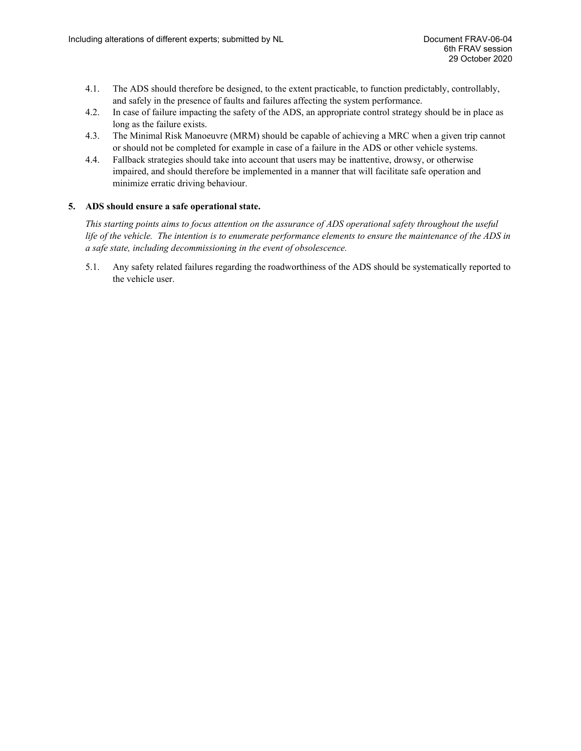4.1. The ADS should therefore be designed, to the extent practicable, to function predictably, controllably, and safely in the presence of faults and failures affecting the system performance.

4.2. In case of failure impacting the safety of the ADS, an appropriate control strategy should be in place as long as the failure exists.

4.3. The Minimal Risk Manoeuvre (MRM) should be capable of achieving a MRC when a given trip cannot or should not be completed for example in case of a failure in the ADS or other vehicle systems.

4.4. Fallback strategies should take into account that users may be inattentive, drowsy, or otherwise impaired, and should therefore be implemented in a manner that will facilitate safe operation and minimize erratic driving behaviour.

**5. ADS should ensure a safe operational state.**

*This starting points aims to focus attention on the assurance of ADS operational safety throughout the useful life of the vehicle. The intention is to enumerate performance elements to ensure the maintenance of the ADS in a safe state, including decommissioning in the event of obsolescence.*

5.1. Any safety related failures regarding the roadworthiness of the ADS should be systematically reported to the vehicle user.